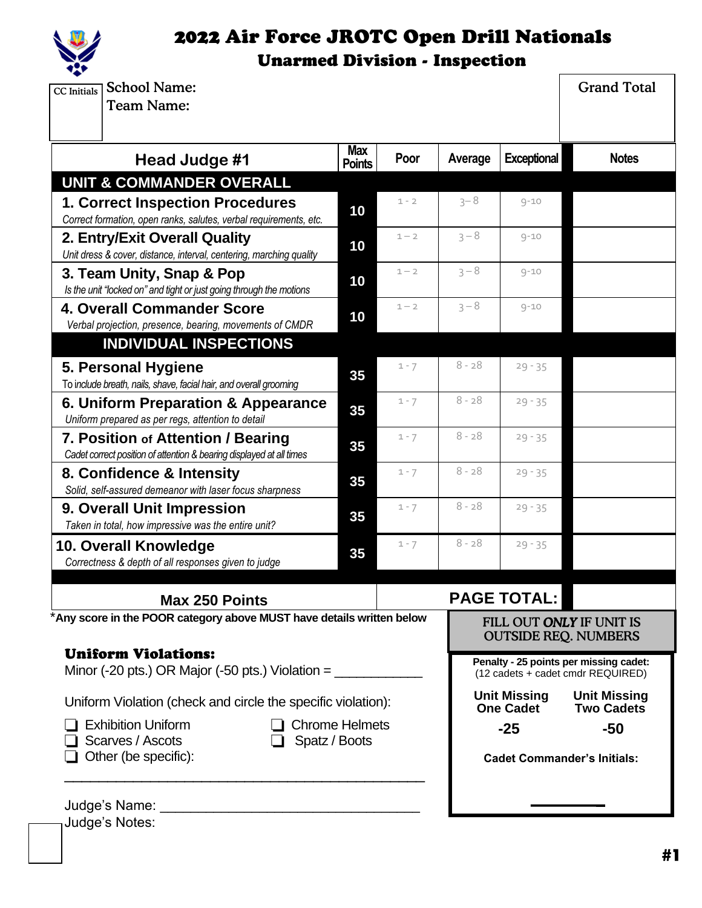# 2022 Air Force JROTC Open Drill Nationals

## Unarmed Division - Inspection

CC Initials

School Name:

Team Name:

Grand Total

| Head Judge #1 | Max Points | Poor | Average | Exceptional | Notes |
|---|---|---|---|---|---|
| **UNIT & COMMANDER OVERALL** | | | | | |
| **1. Correct Inspection Procedures** *Correct formation, open ranks, salutes, verbal requirements, etc.* | 10 | 1 - 2 | 3 – 8 | 9-10 | |
| **2. Entry/Exit Overall Quality** *Unit dress & cover, distance, interval, centering, marching quality* | 10 | 1 – 2 | 3 – 8 | 9-10 | |
| **3. Team Unity, Snap & Pop** *Is the unit "locked on" and tight or just going through the motions* | 10 | 1 – 2 | 3 – 8 | 9-10 | |
| **4. Overall Commander Score** *Verbal projection, presence, bearing, movements of CMDR* | 10 | 1 – 2 | 3 – 8 | 9-10 | |
| **INDIVIDUAL INSPECTIONS** | | | | | |
| **5. Personal Hygiene** *To include breath, nails, shave, facial hair, and overall grooming* | 35 | 1 - 7 | 8 - 28 | 29 - 35 | |
| **6. Uniform Preparation & Appearance** *Uniform prepared as per regs, attention to detail* | 35 | 1 - 7 | 8 - 28 | 29 - 35 | |
| **7. Position of Attention / Bearing** *Cadet correct position of attention & bearing displayed at all times* | 35 | 1 - 7 | 8 - 28 | 29 - 35 | |
| **8. Confidence & Intensity** *Solid, self-assured demeanor with laser focus sharpness* | 35 | 1 - 7 | 8 - 28 | 29 - 35 | |
| **9. Overall Unit Impression** *Taken in total, how impressive was the entire unit?* | 35 | 1 - 7 | 8 - 28 | 29 - 35 | |
| **10. Overall Knowledge** *Correctness & depth of all responses given to judge* | 35 | 1 - 7 | 8 - 28 | 29 - 35 | |
| **Max 250 Points** | | | **PAGE TOTAL:** | | |

*Any score in the POOR category above MUST have details written below

### Uniform Violations:

Minor (-20 pts.) OR Major (-50 pts.) Violation = ____________

Uniform Violation (check and circle the specific violation):

- ❑ Exhibition Uniform
- ❑ Chrome Helmets
- ❑ Scarves / Ascots
- ❑ Spatz / Boots
- ❑ Other (be specific):

______________________________________________

FILL OUT *ONLY* IF UNIT IS OUTSIDE REQ. NUMBERS

**Penalty - 25 points per missing cadet:**
(12 cadets + cadet cmdr REQUIRED)

| Unit Missing One Cadet | Unit Missing Two Cadets |
|---|---|
| -25 | -50 |

**Cadet Commander's Initials:**

Judge's Name: ________________________________

Judge's Notes:

#1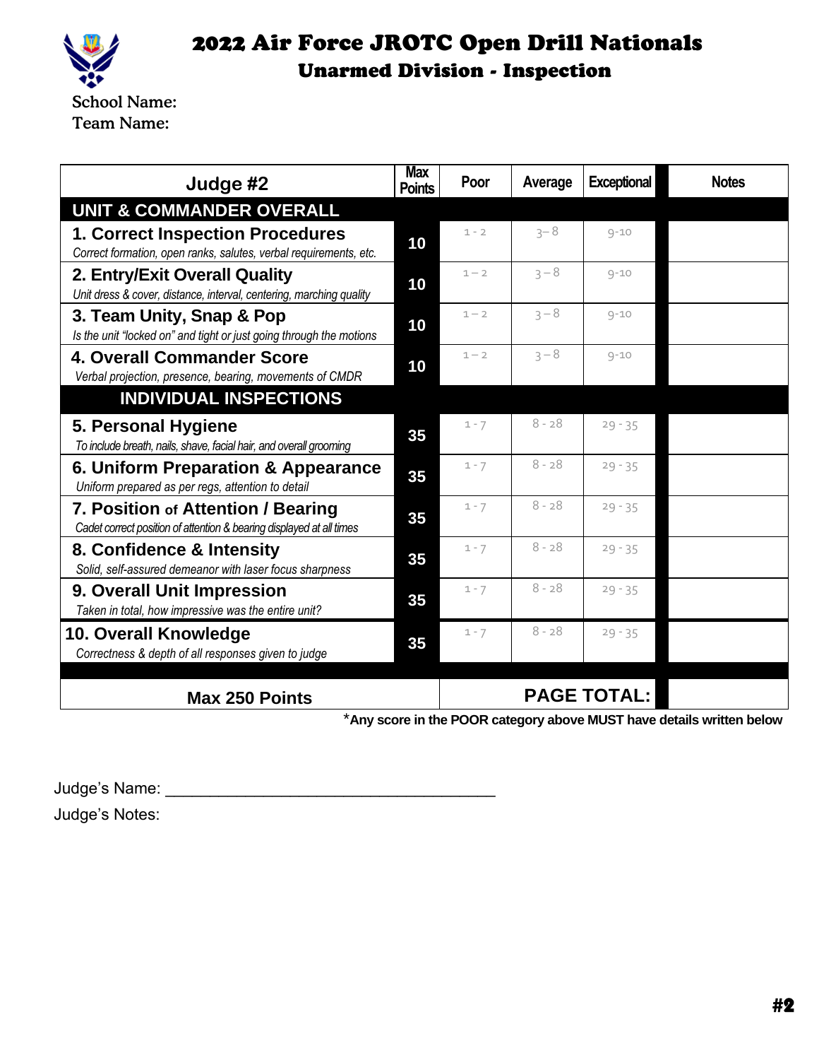# 2022 Air Force JROTC Open Drill Nationals

## Unarmed Division - Inspection

School Name:

Team Name:

| Judge #2 | Max Points | Poor | Average | Exceptional | Notes |
|---|---|---|---|---|---|
| **UNIT & COMMANDER OVERALL** | | | | | |
| **1. Correct Inspection Procedures** *Correct formation, open ranks, salutes, verbal requirements, etc.* | 10 | 1 - 2 | 3 – 8 | 9-10 | |
| **2. Entry/Exit Overall Quality** *Unit dress & cover, distance, interval, centering, marching quality* | 10 | 1 – 2 | 3 – 8 | 9-10 | |
| **3. Team Unity, Snap & Pop** *Is the unit "locked on" and tight or just going through the motions* | 10 | 1 – 2 | 3 – 8 | 9-10 | |
| **4. Overall Commander Score** *Verbal projection, presence, bearing, movements of CMDR* | 10 | 1 – 2 | 3 – 8 | 9-10 | |
| **INDIVIDUAL INSPECTIONS** | | | | | |
| **5. Personal Hygiene** *To include breath, nails, shave, facial hair, and overall grooming* | 35 | 1 - 7 | 8 - 28 | 29 - 35 | |
| **6. Uniform Preparation & Appearance** *Uniform prepared as per regs, attention to detail* | 35 | 1 - 7 | 8 - 28 | 29 - 35 | |
| **7. Position of Attention / Bearing** *Cadet correct position of attention & bearing displayed at all times* | 35 | 1 - 7 | 8 - 28 | 29 - 35 | |
| **8. Confidence & Intensity** *Solid, self-assured demeanor with laser focus sharpness* | 35 | 1 - 7 | 8 - 28 | 29 - 35 | |
| **9. Overall Unit Impression** *Taken in total, how impressive was the entire unit?* | 35 | 1 - 7 | 8 - 28 | 29 - 35 | |
| **10. Overall Knowledge** *Correctness & depth of all responses given to judge* | 35 | 1 - 7 | 8 - 28 | 29 - 35 | |
| **Max 250 Points** | | **PAGE TOTAL:** | | | |

***Any score in the POOR category above MUST have details written below**

Judge's Name: ______________________________________

Judge's Notes: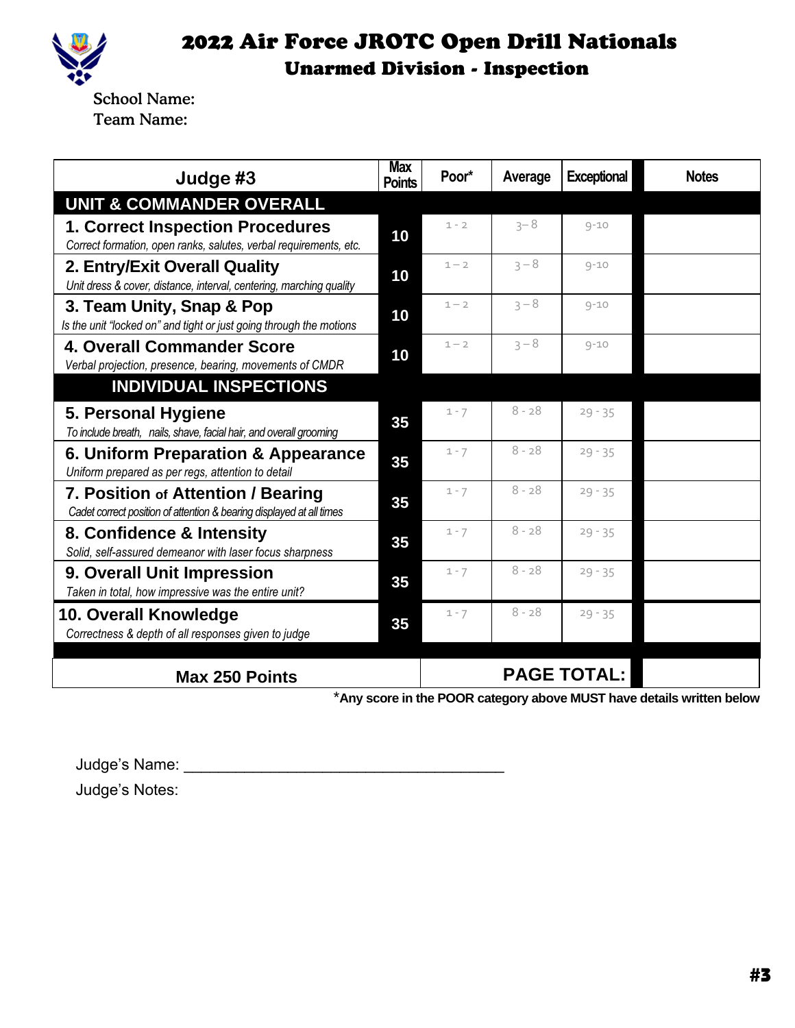# 2022 Air Force JROTC Open Drill Nationals

## Unarmed Division - Inspection

School Name:
Team Name:

| Judge #3 | Max Points | Poor* | Average | Exceptional | Notes |
|---|---|---|---|---|---|
| **UNIT & COMMANDER OVERALL** | | | | | |
| **1. Correct Inspection Procedures** *Correct formation, open ranks, salutes, verbal requirements, etc.* | 10 | 1 - 2 | 3 – 8 | 9-10 | |
| **2. Entry/Exit Overall Quality** *Unit dress & cover, distance, interval, centering, marching quality* | 10 | 1 – 2 | 3 – 8 | 9-10 | |
| **3. Team Unity, Snap & Pop** *Is the unit "locked on" and tight or just going through the motions* | 10 | 1 – 2 | 3 – 8 | 9-10 | |
| **4. Overall Commander Score** *Verbal projection, presence, bearing, movements of CMDR* | 10 | 1 – 2 | 3 – 8 | 9-10 | |
| **INDIVIDUAL INSPECTIONS** | | | | | |
| **5. Personal Hygiene** *To include breath, nails, shave, facial hair, and overall grooming* | 35 | 1 - 7 | 8 - 28 | 29 - 35 | |
| **6. Uniform Preparation & Appearance** *Uniform prepared as per regs, attention to detail* | 35 | 1 - 7 | 8 - 28 | 29 - 35 | |
| **7. Position of Attention / Bearing** *Cadet correct position of attention & bearing displayed at all times* | 35 | 1 - 7 | 8 - 28 | 29 - 35 | |
| **8. Confidence & Intensity** *Solid, self-assured demeanor with laser focus sharpness* | 35 | 1 - 7 | 8 - 28 | 29 - 35 | |
| **9. Overall Unit Impression** *Taken in total, how impressive was the entire unit?* | 35 | 1 - 7 | 8 - 28 | 29 - 35 | |
| **10. Overall Knowledge** *Correctness & depth of all responses given to judge* | 35 | 1 - 7 | 8 - 28 | 29 - 35 | |
| **Max 250 Points** | | **PAGE TOTAL:** | | | |

*Any score in the POOR category above MUST have details written below

Judge's Name: ______________________________________

Judge's Notes: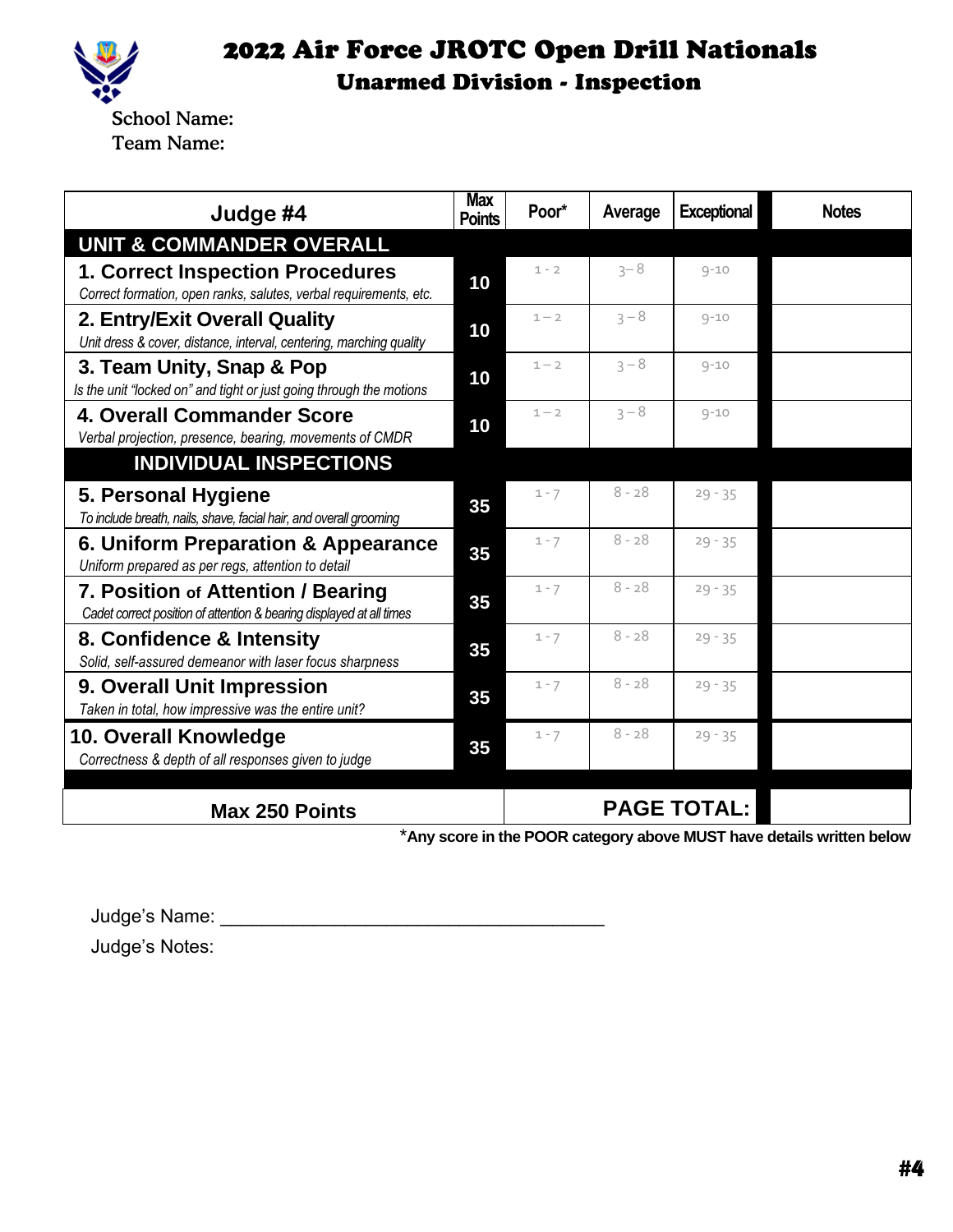# 2022 Air Force JROTC Open Drill Nationals
## Unarmed Division - Inspection

School Name:
Team Name:

| Judge #4 | Max Points | Poor* | Average | Exceptional | Notes |
|---|---|---|---|---|---|
| **UNIT & COMMANDER OVERALL** | | | | | |
| **1. Correct Inspection Procedures** *Correct formation, open ranks, salutes, verbal requirements, etc.* | 10 | 1 - 2 | 3 – 8 | 9-10 | |
| **2. Entry/Exit Overall Quality** *Unit dress & cover, distance, interval, centering, marching quality* | 10 | 1 – 2 | 3 – 8 | 9-10 | |
| **3. Team Unity, Snap & Pop** *Is the unit "locked on" and tight or just going through the motions* | 10 | 1 – 2 | 3 – 8 | 9-10 | |
| **4. Overall Commander Score** *Verbal projection, presence, bearing, movements of CMDR* | 10 | 1 – 2 | 3 – 8 | 9-10 | |
| **INDIVIDUAL INSPECTIONS** | | | | | |
| **5. Personal Hygiene** *To include breath, nails, shave, facial hair, and overall grooming* | 35 | 1 - 7 | 8 - 28 | 29 - 35 | |
| **6. Uniform Preparation & Appearance** *Uniform prepared as per regs, attention to detail* | 35 | 1 - 7 | 8 - 28 | 29 - 35 | |
| **7. Position of Attention / Bearing** *Cadet correct position of attention & bearing displayed at all times* | 35 | 1 - 7 | 8 - 28 | 29 - 35 | |
| **8. Confidence & Intensity** *Solid, self-assured demeanor with laser focus sharpness* | 35 | 1 - 7 | 8 - 28 | 29 - 35 | |
| **9. Overall Unit Impression** *Taken in total, how impressive was the entire unit?* | 35 | 1 - 7 | 8 - 28 | 29 - 35 | |
| **10. Overall Knowledge** *Correctness & depth of all responses given to judge* | 35 | 1 - 7 | 8 - 28 | 29 - 35 | |
| **Max 250 Points** | | **PAGE TOTAL:** | | | |

*Any score in the POOR category above MUST have details written below

Judge's Name: ______________________________________

Judge's Notes: